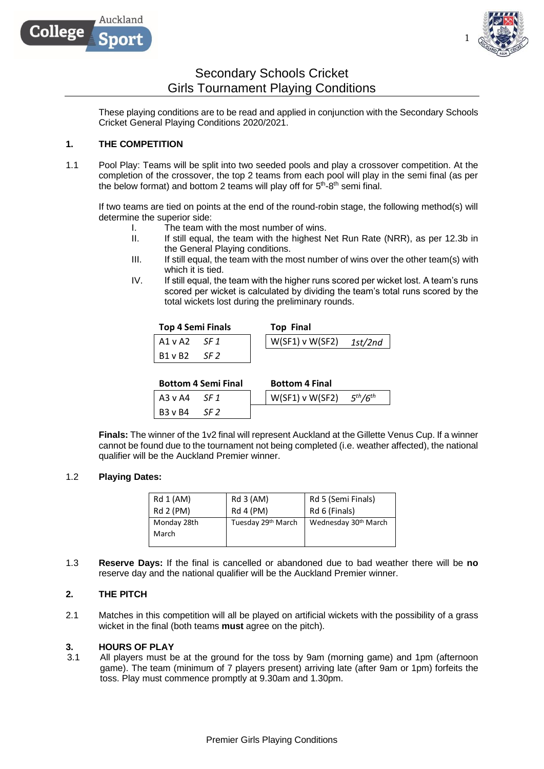# Secondary Schools Cricket
## Girls Tournament Playing Conditions

These playing conditions are to be read and applied in conjunction with the Secondary Schools Cricket General Playing Conditions 2020/2021.

### 1. THE COMPETITION

1.1 Pool Play: Teams will be split into two seeded pools and play a crossover competition. At the completion of the crossover, the top 2 teams from each pool will play in the semi final (as per the below format) and bottom 2 teams will play off for 5th-8th semi final.

If two teams are tied on points at the end of the round-robin stage, the following method(s) will determine the superior side:

I. The team with the most number of wins.
II. If still equal, the team with the highest Net Run Rate (NRR), as per 12.3b in the General Playing conditions.
III. If still equal, the team with the most number of wins over the other team(s) with which it is tied.
IV. If still equal, the team with the higher runs scored per wicket lost. A team's runs scored per wicket is calculated by dividing the team's total runs scored by the total wickets lost during the preliminary rounds.

**Top 4 Semi Finals**

| Match | |
|---|---|
| A1 v A2 | *SF 1* |
| B1 v B2 | *SF 2* |

**Top Final**

| Match | |
|---|---|
| W(SF1) v W(SF2) | *1st/2nd* |

**Bottom 4 Semi Final**

| Match | |
|---|---|
| A3 v A4 | *SF 1* |
| B3 v B4 | *SF 2* |

**Bottom 4 Final**

| Match | |
|---|---|
| W(SF1) v W(SF2) | *5th/6th* |

**Finals:** The winner of the 1v2 final will represent Auckland at the Gillette Venus Cup. If a winner cannot be found due to the tournament not being completed (i.e. weather affected), the national qualifier will be the Auckland Premier winner.

1.2 **Playing Dates:**

| Rd 1 (AM)<br>Rd 2 (PM) | Rd 3 (AM)<br>Rd 4 (PM) | Rd 5 (Semi Finals)<br>Rd 6 (Finals) |
|---|---|---|
| Monday 28th March | Tuesday 29th March | Wednesday 30th March |

1.3 **Reserve Days:** If the final is cancelled or abandoned due to bad weather there will be **no** reserve day and the national qualifier will be the Auckland Premier winner.

### 2. THE PITCH

2.1 Matches in this competition will all be played on artificial wickets with the possibility of a grass wicket in the final (both teams **must** agree on the pitch).

### 3. HOURS OF PLAY

3.1 All players must be at the ground for the toss by 9am (morning game) and 1pm (afternoon game). The team (minimum of 7 players present) arriving late (after 9am or 1pm) forfeits the toss. Play must commence promptly at 9.30am and 1.30pm.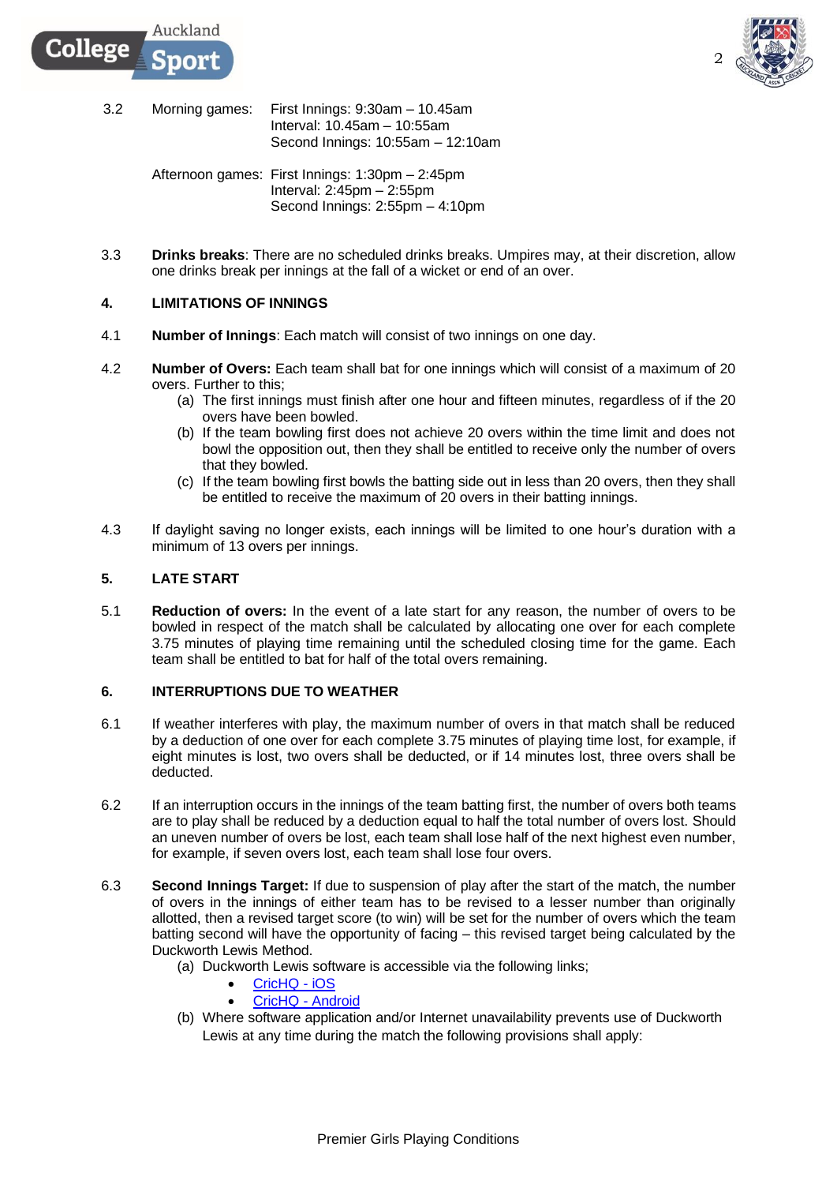3.2 Morning games: First Innings: 9:30am – 10.45am
Interval: 10.45am – 10:55am
Second Innings: 10:55am – 12:10am

Afternoon games: First Innings: 1:30pm – 2:45pm
Interval: 2:45pm – 2:55pm
Second Innings: 2:55pm – 4:10pm

3.3 **Drinks breaks**: There are no scheduled drinks breaks. Umpires may, at their discretion, allow one drinks break per innings at the fall of a wicket or end of an over.

## 4. LIMITATIONS OF INNINGS

4.1 **Number of Innings**: Each match will consist of two innings on one day.

4.2 **Number of Overs:** Each team shall bat for one innings which will consist of a maximum of 20 overs. Further to this;

(a) The first innings must finish after one hour and fifteen minutes, regardless of if the 20 overs have been bowled.
(b) If the team bowling first does not achieve 20 overs within the time limit and does not bowl the opposition out, then they shall be entitled to receive only the number of overs that they bowled.
(c) If the team bowling first bowls the batting side out in less than 20 overs, then they shall be entitled to receive the maximum of 20 overs in their batting innings.

4.3 If daylight saving no longer exists, each innings will be limited to one hour's duration with a minimum of 13 overs per innings.

## 5. LATE START

5.1 **Reduction of overs:** In the event of a late start for any reason, the number of overs to be bowled in respect of the match shall be calculated by allocating one over for each complete 3.75 minutes of playing time remaining until the scheduled closing time for the game. Each team shall be entitled to bat for half of the total overs remaining.

## 6. INTERRUPTIONS DUE TO WEATHER

6.1 If weather interferes with play, the maximum number of overs in that match shall be reduced by a deduction of one over for each complete 3.75 minutes of playing time lost, for example, if eight minutes is lost, two overs shall be deducted, or if 14 minutes lost, three overs shall be deducted.

6.2 If an interruption occurs in the innings of the team batting first, the number of overs both teams are to play shall be reduced by a deduction equal to half the total number of overs lost. Should an uneven number of overs be lost, each team shall lose half of the next highest even number, for example, if seven overs lost, each team shall lose four overs.

6.3 **Second Innings Target:** If due to suspension of play after the start of the match, the number of overs in the innings of either team has to be revised to a lesser number than originally allotted, then a revised target score (to win) will be set for the number of overs which the team batting second will have the opportunity of facing – this revised target being calculated by the Duckworth Lewis Method.

(a) Duckworth Lewis software is accessible via the following links;
- CricHQ - iOS
- CricHQ - Android

(b) Where software application and/or Internet unavailability prevents use of Duckworth Lewis at any time during the match the following provisions shall apply: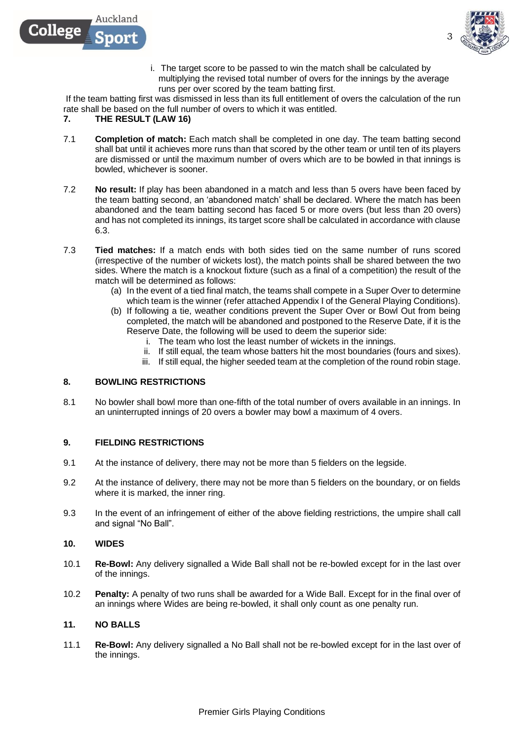i. The target score to be passed to win the match shall be calculated by multiplying the revised total number of overs for the innings by the average runs per over scored by the team batting first.

If the team batting first was dismissed in less than its full entitlement of overs the calculation of the run rate shall be based on the full number of overs to which it was entitled.

## 7. THE RESULT (LAW 16)

7.1 **Completion of match:** Each match shall be completed in one day. The team batting second shall bat until it achieves more runs than that scored by the other team or until ten of its players are dismissed or until the maximum number of overs which are to be bowled in that innings is bowled, whichever is sooner.

7.2 **No result:** If play has been abandoned in a match and less than 5 overs have been faced by the team batting second, an 'abandoned match' shall be declared. Where the match has been abandoned and the team batting second has faced 5 or more overs (but less than 20 overs) and has not completed its innings, its target score shall be calculated in accordance with clause 6.3.

7.3 **Tied matches:** If a match ends with both sides tied on the same number of runs scored (irrespective of the number of wickets lost), the match points shall be shared between the two sides. Where the match is a knockout fixture (such as a final of a competition) the result of the match will be determined as follows:

(a) In the event of a tied final match, the teams shall compete in a Super Over to determine which team is the winner (refer attached Appendix I of the General Playing Conditions).

(b) If following a tie, weather conditions prevent the Super Over or Bowl Out from being completed, the match will be abandoned and postponed to the Reserve Date, if it is the Reserve Date, the following will be used to deem the superior side:

i. The team who lost the least number of wickets in the innings.
ii. If still equal, the team whose batters hit the most boundaries (fours and sixes).
iii. If still equal, the higher seeded team at the completion of the round robin stage.

## 8. BOWLING RESTRICTIONS

8.1 No bowler shall bowl more than one-fifth of the total number of overs available in an innings. In an uninterrupted innings of 20 overs a bowler may bowl a maximum of 4 overs.

## 9. FIELDING RESTRICTIONS

9.1 At the instance of delivery, there may not be more than 5 fielders on the legside.

9.2 At the instance of delivery, there may not be more than 5 fielders on the boundary, or on fields where it is marked, the inner ring.

9.3 In the event of an infringement of either of the above fielding restrictions, the umpire shall call and signal "No Ball".

## 10. WIDES

10.1 **Re-Bowl:** Any delivery signalled a Wide Ball shall not be re-bowled except for in the last over of the innings.

10.2 **Penalty:** A penalty of two runs shall be awarded for a Wide Ball. Except for in the final over of an innings where Wides are being re-bowled, it shall only count as one penalty run.

## 11. NO BALLS

11.1 **Re-Bowl:** Any delivery signalled a No Ball shall not be re-bowled except for in the last over of the innings.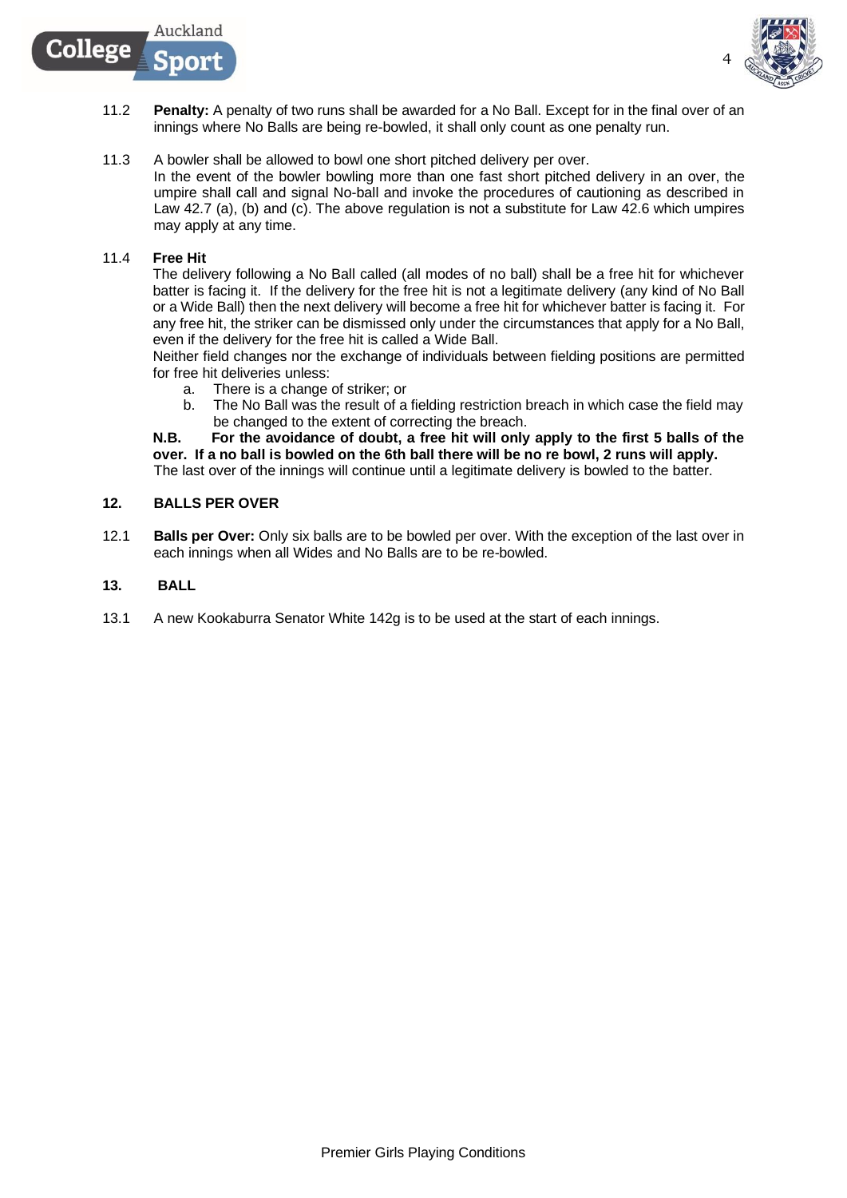11.2 **Penalty:** A penalty of two runs shall be awarded for a No Ball. Except for in the final over of an innings where No Balls are being re-bowled, it shall only count as one penalty run.

11.3 A bowler shall be allowed to bowl one short pitched delivery per over.
In the event of the bowler bowling more than one fast short pitched delivery in an over, the umpire shall call and signal No-ball and invoke the procedures of cautioning as described in Law 42.7 (a), (b) and (c). The above regulation is not a substitute for Law 42.6 which umpires may apply at any time.

11.4 **Free Hit**
The delivery following a No Ball called (all modes of no ball) shall be a free hit for whichever batter is facing it. If the delivery for the free hit is not a legitimate delivery (any kind of No Ball or a Wide Ball) then the next delivery will become a free hit for whichever batter is facing it. For any free hit, the striker can be dismissed only under the circumstances that apply for a No Ball, even if the delivery for the free hit is called a Wide Ball.
Neither field changes nor the exchange of individuals between fielding positions are permitted for free hit deliveries unless:

a. There is a change of striker; or
b. The No Ball was the result of a fielding restriction breach in which case the field may be changed to the extent of correcting the breach.

**N.B. For the avoidance of doubt, a free hit will only apply to the first 5 balls of the over. If a no ball is bowled on the 6th ball there will be no re bowl, 2 runs will apply.**
The last over of the innings will continue until a legitimate delivery is bowled to the batter.

## 12. BALLS PER OVER

12.1 **Balls per Over:** Only six balls are to be bowled per over. With the exception of the last over in each innings when all Wides and No Balls are to be re-bowled.

## 13. BALL

13.1 A new Kookaburra Senator White 142g is to be used at the start of each innings.